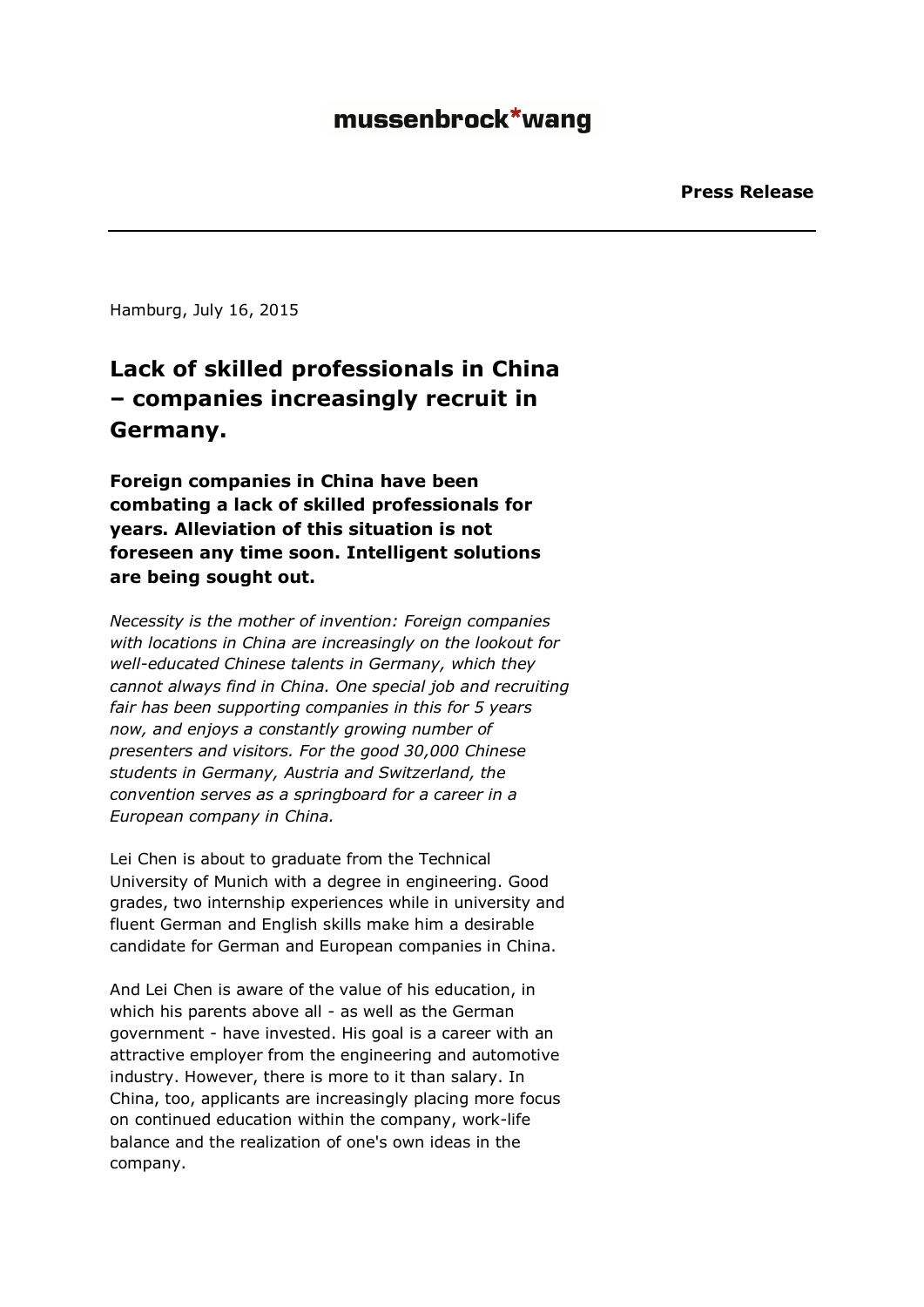mussenbrock*wang

**Press Release**

---

Hamburg, July 16, 2015

# Lack of skilled professionals in China – companies increasingly recruit in Germany.

**Foreign companies in China have been combating a lack of skilled professionals for years. Alleviation of this situation is not foreseen any time soon. Intelligent solutions are being sought out.**

*Necessity is the mother of invention: Foreign companies with locations in China are increasingly on the lookout for well-educated Chinese talents in Germany, which they cannot always find in China. One special job and recruiting fair has been supporting companies in this for 5 years now, and enjoys a constantly growing number of presenters and visitors. For the good 30,000 Chinese students in Germany, Austria and Switzerland, the convention serves as a springboard for a career in a European company in China.*

Lei Chen is about to graduate from the Technical University of Munich with a degree in engineering. Good grades, two internship experiences while in university and fluent German and English skills make him a desirable candidate for German and European companies in China.

And Lei Chen is aware of the value of his education, in which his parents above all - as well as the German government - have invested. His goal is a career with an attractive employer from the engineering and automotive industry. However, there is more to it than salary. In China, too, applicants are increasingly placing more focus on continued education within the company, work-life balance and the realization of one's own ideas in the company.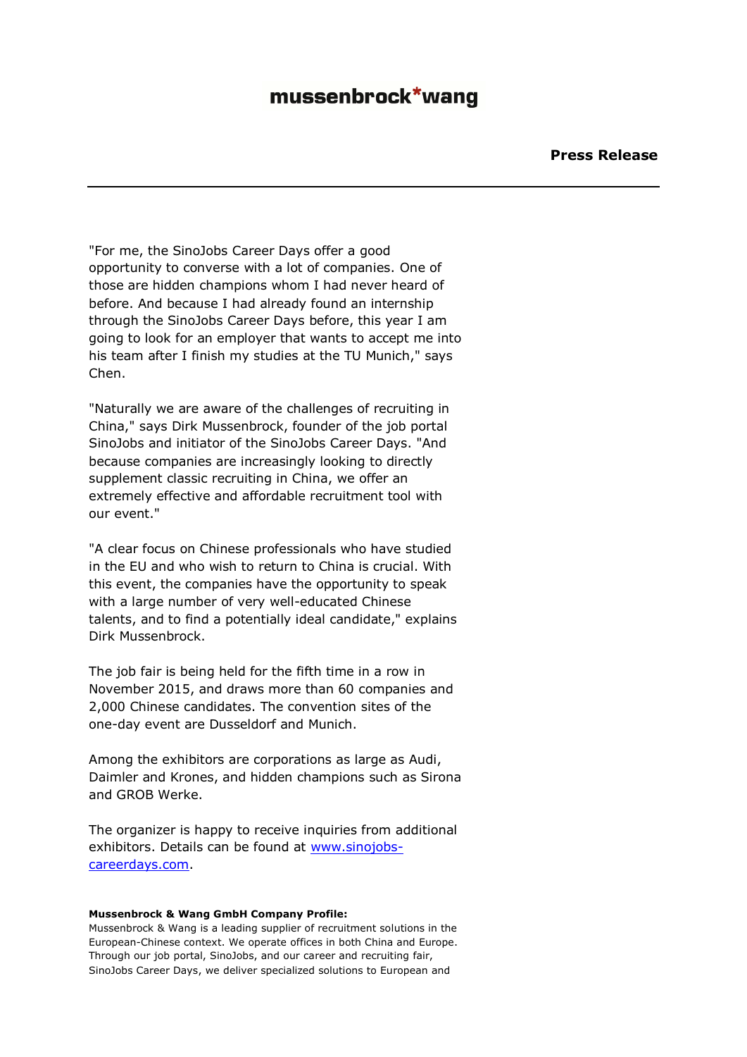"For me, the SinoJobs Career Days offer a good opportunity to converse with a lot of companies. One of those are hidden champions whom I had never heard of before. And because I had already found an internship through the SinoJobs Career Days before, this year I am going to look for an employer that wants to accept me into his team after I finish my studies at the TU Munich," says Chen.

"Naturally we are aware of the challenges of recruiting in China," says Dirk Mussenbrock, founder of the job portal SinoJobs and initiator of the SinoJobs Career Days. "And because companies are increasingly looking to directly supplement classic recruiting in China, we offer an extremely effective and affordable recruitment tool with our event."

"A clear focus on Chinese professionals who have studied in the EU and who wish to return to China is crucial. With this event, the companies have the opportunity to speak with a large number of very well-educated Chinese talents, and to find a potentially ideal candidate," explains Dirk Mussenbrock.

The job fair is being held for the fifth time in a row in November 2015, and draws more than 60 companies and 2,000 Chinese candidates. The convention sites of the one-day event are Dusseldorf and Munich.

Among the exhibitors are corporations as large as Audi, Daimler and Krones, and hidden champions such as Sirona and GROB Werke.

The organizer is happy to receive inquiries from additional exhibitors. Details can be found at [www.sinojobs-careerdays.com](http://www.sinojobs-careerdays.com).

**Mussenbrock & Wang GmbH Company Profile:**
Mussenbrock & Wang is a leading supplier of recruitment solutions in the European-Chinese context. We operate offices in both China and Europe. Through our job portal, SinoJobs, and our career and recruiting fair, SinoJobs Career Days, we deliver specialized solutions to European and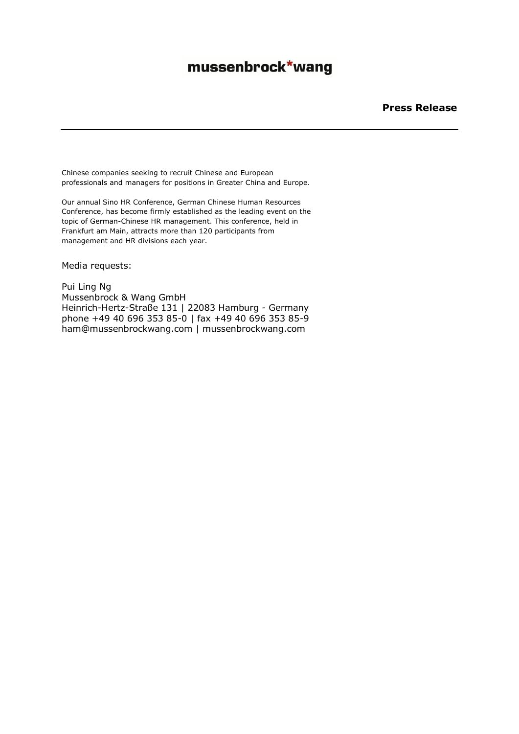mussenbrock*wang

**Press Release**

---

Chinese companies seeking to recruit Chinese and European professionals and managers for positions in Greater China and Europe.

Our annual Sino HR Conference, German Chinese Human Resources Conference, has become firmly established as the leading event on the topic of German-Chinese HR management. This conference, held in Frankfurt am Main, attracts more than 120 participants from management and HR divisions each year.

Media requests:

Pui Ling Ng
Mussenbrock & Wang GmbH
Heinrich-Hertz-Straße 131 | 22083 Hamburg - Germany
phone +49 40 696 353 85-0 | fax +49 40 696 353 85-9
ham@mussenbrockwang.com | mussenbrockwang.com